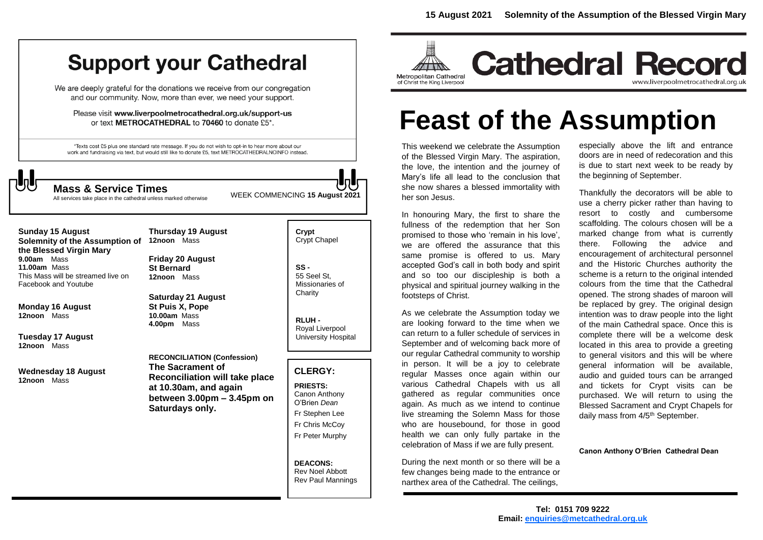15 August 2021 Solemnity of the Assumption of the Blessed Virgin Mary

# Support your Cathedral

We are deeply grateful for the donations we receive from our congregation and our community. Now, more than ever, we need your support.

Please visit **www.liverpoolmetrocathedral.org.uk/support-us** or text **METROCATHEDRAL** to **70460** to donate £5*.

*Texts cost £5 plus one standard rate message. If you do not wish to opt-in to hear more about our work and fundraising via text, but would still like to donate £5, text METROCATHEDRALNOINFO instead.

## Mass & Service Times

All services take place in the cathedral unless marked otherwise

WEEK COMMENCING **15 August 2021**

**Sunday 15 August**
**Solemnity of the Assumption of the Blessed Virgin Mary**
**9.00am** Mass
**11.00am** Mass
This Mass will be streamed live on Facebook and Youtube

**Monday 16 August**
**12noon** Mass

**Tuesday 17 August**
**12noon** Mass

**Wednesday 18 August**
**12noon** Mass

**Thursday 19 August**
**12noon** Mass

**Friday 20 August**
**St Bernard**
**12noon** Mass

**Saturday 21 August**
**St Puis X, Pope**
**10.00am** Mass
**4.00pm** Mass

**RECONCILIATION (Confession)**
**The Sacrament of Reconciliation will take place at 10.30am, and again between 3.00pm – 3.45pm on Saturdays only.**

**Crypt** - Crypt Chapel

**SS** - 55 Seel St, Missionaries of Charity

**RLUH** - Royal Liverpool University Hospital

### CLERGY:

**PRIESTS:**
Canon Anthony O'Brien *Dean*
Fr Stephen Lee
Fr Chris McCoy
Fr Peter Murphy

**DEACONS:**
Rev Noel Abbott
Rev Paul Mannings

Metropolitan Cathedral of Christ the King Liverpool

# Cathedral Record

www.liverpoolmetrocathedral.org.uk

# Feast of the Assumption

This weekend we celebrate the Assumption of the Blessed Virgin Mary. The aspiration, the love, the intention and the journey of Mary's life all lead to the conclusion that she now shares a blessed immortality with her son Jesus.

In honouring Mary, the first to share the fullness of the redemption that her Son promised to those who 'remain in his love', we are offered the assurance that this same promise is offered to us. Mary accepted God's call in both body and spirit and so too our discipleship is both a physical and spiritual journey walking in the footsteps of Christ.

As we celebrate the Assumption today we are looking forward to the time when we can return to a fuller schedule of services in September and of welcoming back more of our regular Cathedral community to worship in person. It will be a joy to celebrate regular Masses once again within our various Cathedral Chapels with us all gathered as regular communities once again. As much as we intend to continue live streaming the Solemn Mass for those who are housebound, for those in good health we can only fully partake in the celebration of Mass if we are fully present.

During the next month or so there will be a few changes being made to the entrance or narthex area of the Cathedral. The ceilings, especially above the lift and entrance doors are in need of redecoration and this is due to start next week to be ready by the beginning of September.

Thankfully the decorators will be able to use a cherry picker rather than having to resort to costly and cumbersome scaffolding. The colours chosen will be a marked change from what is currently there. Following the advice and encouragement of architectural personnel and the Historic Churches authority the scheme is a return to the original intended colours from the time that the Cathedral opened. The strong shades of maroon will be replaced by grey. The original design intention was to draw people into the light of the main Cathedral space. Once this is complete there will be a welcome desk located in this area to provide a greeting to general visitors and this will be where general information will be available, audio and guided tours can be arranged and tickets for Crypt visits can be purchased. We will return to using the Blessed Sacrament and Crypt Chapels for daily mass from 4/5th September.

**Canon Anthony O'Brien Cathedral Dean**

**Tel: 0151 709 9222**
**Email: enquiries@metcathedral.org.uk**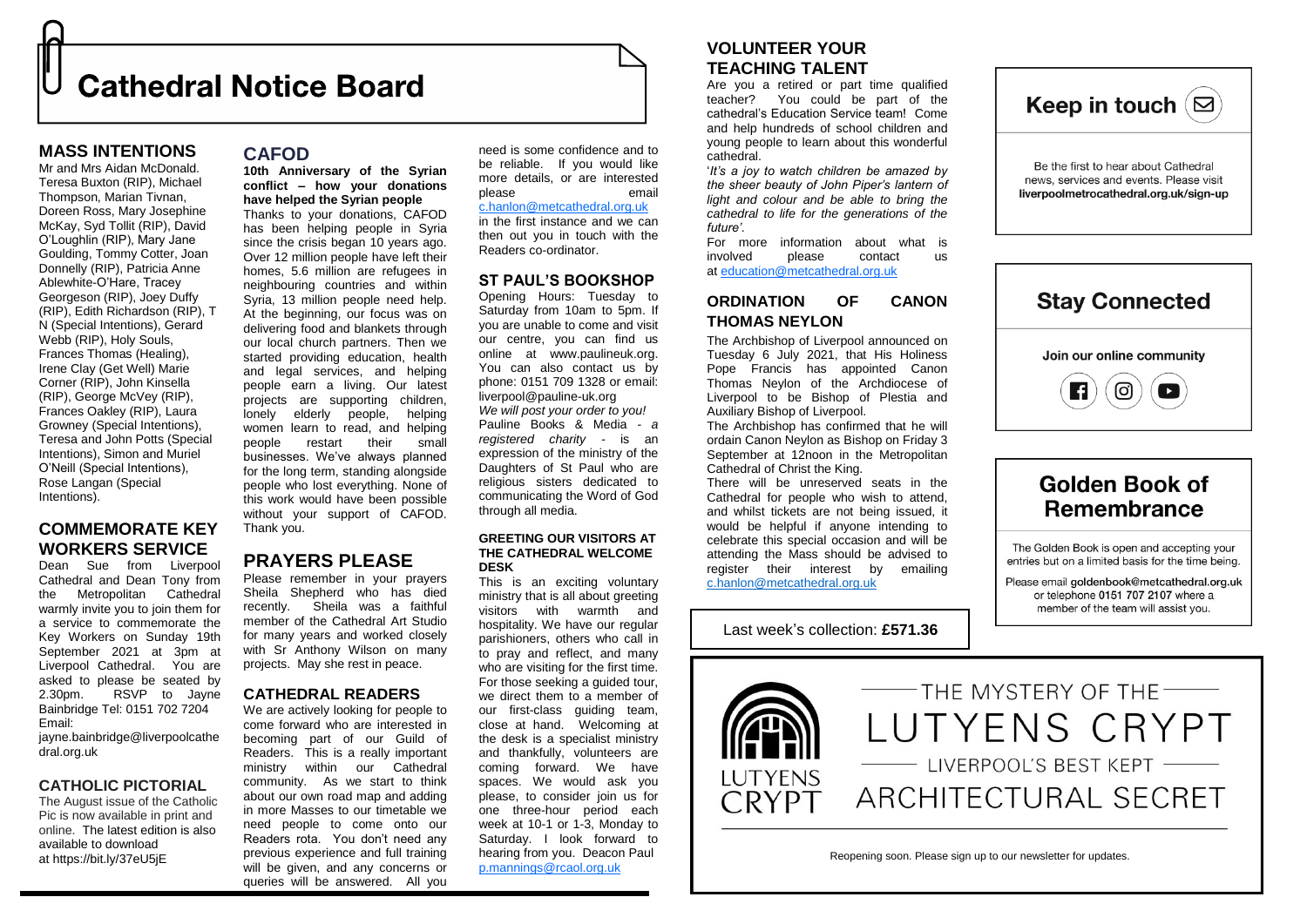# Cathedral Notice Board

## MASS INTENTIONS

Mr and Mrs Aidan McDonald. Teresa Buxton (RIP), Michael Thompson, Marian Tivnan, Doreen Ross, Mary Josephine McKay, Syd Tollit (RIP), David O'Loughlin (RIP), Mary Jane Goulding, Tommy Cotter, Joan Donnelly (RIP), Patricia Anne Ablewhite-O'Hare, Tracey Georgeson (RIP), Joey Duffy (RIP), Edith Richardson (RIP), T N (Special Intentions), Gerard Webb (RIP), Holy Souls, Frances Thomas (Healing), Irene Clay (Get Well) Marie Corner (RIP), John Kinsella (RIP), George McVey (RIP), Frances Oakley (RIP), Laura Growney (Special Intentions), Teresa and John Potts (Special Intentions), Simon and Muriel O'Neill (Special Intentions), Rose Langan (Special Intentions).

## COMMEMORATE KEY WORKERS SERVICE

Dean Sue from Liverpool Cathedral and Dean Tony from the Metropolitan Cathedral warmly invite you to join them for a service to commemorate the Key Workers on Sunday 19th September 2021 at 3pm at Liverpool Cathedral. You are asked to please be seated by 2.30pm. RSVP to Jayne Bainbridge Tel: 0151 702 7204 Email: jayne.bainbridge@liverpoolcathedral.org.uk

### CATHOLIC PICTORIAL

The August issue of the Catholic Pic is now available in print and online. The latest edition is also available to download at https://bit.ly/37eU5jE

## CAFOD

**10th Anniversary of the Syrian conflict – how your donations have helped the Syrian people**

Thanks to your donations, CAFOD has been helping people in Syria since the crisis began 10 years ago. Over 12 million people have left their homes, 5.6 million are refugees in neighbouring countries and within Syria, 13 million people need help. At the beginning, our focus was on delivering food and blankets through our local church partners. Then we started providing education, health and legal services, and helping people earn a living. Our latest projects are supporting children, lonely elderly people, helping women learn to read, and helping people restart their small businesses. We've always planned for the long term, standing alongside people who lost everything. None of this work would have been possible without your support of CAFOD. Thank you.

## PRAYERS PLEASE

Please remember in your prayers Sheila Shepherd who has died recently. Sheila was a faithful member of the Cathedral Art Studio for many years and worked closely with Sr Anthony Wilson on many projects. May she rest in peace.

### CATHEDRAL READERS

We are actively looking for people to come forward who are interested in becoming part of our Guild of Readers. This is a really important ministry within our Cathedral community. As we start to think about our own road map and adding in more Masses to our timetable we need people to come onto our Readers rota. You don't need any previous experience and full training will be given, and any concerns or queries will be answered. All you need is some confidence and to be reliable. If you would like more details, or are interested please email c.hanlon@metcathedral.org.uk in the first instance and we can then out you in touch with the Readers co-ordinator.

### ST PAUL'S BOOKSHOP

Opening Hours: Tuesday to Saturday from 10am to 5pm. If you are unable to come and visit our centre, you can find us online at www.paulineuk.org. You can also contact us by phone: 0151 709 1328 or email: liverpool@pauline-uk.org

*We will post your order to you!*

Pauline Books & Media - *a registered charity* - is an expression of the ministry of the Daughters of St Paul who are religious sisters dedicated to communicating the Word of God through all media.

#### GREETING OUR VISITORS AT THE CATHEDRAL WELCOME DESK

This is an exciting voluntary ministry that is all about greeting visitors with warmth and hospitality. We have our regular parishioners, others who call in to pray and reflect, and many who are visiting for the first time. For those seeking a guided tour, we direct them to a member of our first-class guiding team, close at hand. Welcoming at the desk is a specialist ministry and thankfully, volunteers are coming forward. We have spaces. We would ask you please, to consider join us for one three-hour period each week at 10-1 or 1-3, Monday to Saturday. I look forward to hearing from you. Deacon Paul p.mannings@rcaol.org.uk

## VOLUNTEER YOUR TEACHING TALENT

Are you a retired or part time qualified teacher? You could be part of the cathedral's Education Service team! Come and help hundreds of school children and young people to learn about this wonderful cathedral.

'*It's a joy to watch children be amazed by the sheer beauty of John Piper's lantern of light and colour and be able to bring the cathedral to life for the generations of the future'*.

For more information about what is involved please contact us at education@metcathedral.org.uk

### ORDINATION OF CANON THOMAS NEYLON

The Archbishop of Liverpool announced on Tuesday 6 July 2021, that His Holiness Pope Francis has appointed Canon Thomas Neylon of the Archdiocese of Liverpool to be Bishop of Plestia and Auxiliary Bishop of Liverpool.

The Archbishop has confirmed that he will ordain Canon Neylon as Bishop on Friday 3 September at 12noon in the Metropolitan Cathedral of Christ the King.

There will be unreserved seats in the Cathedral for people who wish to attend, and whilst tickets are not being issued, it would be helpful if anyone intending to celebrate this special occasion and will be attending the Mass should be advised to register their interest by emailing c.hanlon@metcathedral.org.uk

Last week's collection: **£571.36**

## Keep in touch

Be the first to hear about Cathedral news, services and events. Please visit **liverpoolmetrocathedral.org.uk/sign-up**

## Stay Connected

Join our online community

## Golden Book of Remembrance

The Golden Book is open and accepting your entries but on a limited basis for the time being.

Please email **goldenbook@metcathedral.org.uk** or telephone **0151 707 2107** where a member of the team will assist you.

LUTYENS CRYPT

THE MYSTERY OF THE LUTYENS CRYPT

LIVERPOOL'S BEST KEPT ARCHITECTURAL SECRET

Reopening soon. Please sign up to our newsletter for updates.